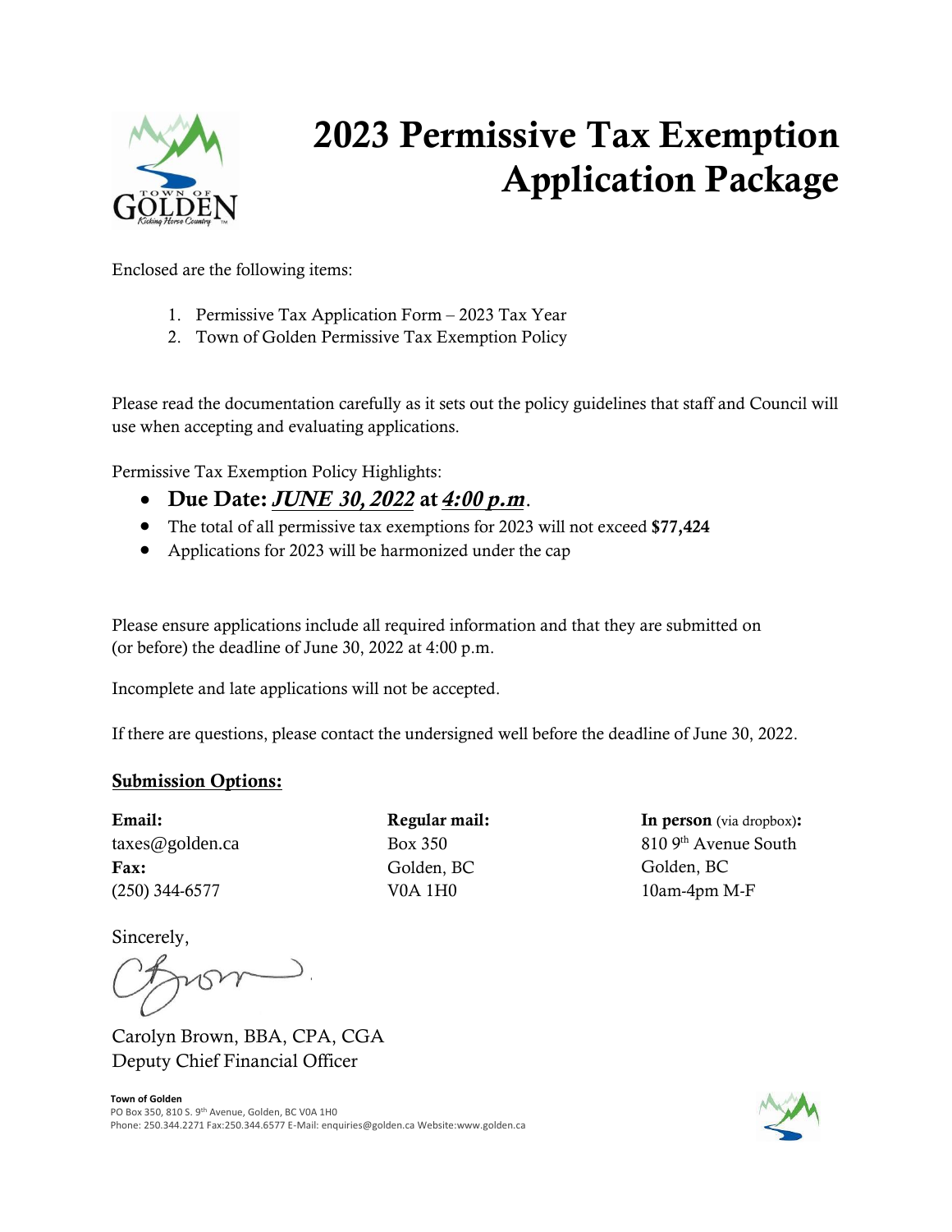# 2023 Permissive Tax Exemption Application Package

Enclosed are the following items:

1. Permissive Tax Application Form – 2023 Tax Year
2. Town of Golden Permissive Tax Exemption Policy

Please read the documentation carefully as it sets out the policy guidelines that staff and Council will use when accepting and evaluating applications.

Permissive Tax Exemption Policy Highlights:

- **Due Date: *JUNE 30, 2022* at *4:00 p.m*.**
- The total of all permissive tax exemptions for 2023 will not exceed **$77,424**
- Applications for 2023 will be harmonized under the cap

Please ensure applications include all required information and that they are submitted on (or before) the deadline of June 30, 2022 at 4:00 p.m.

Incomplete and late applications will not be accepted.

If there are questions, please contact the undersigned well before the deadline of June 30, 2022.

**Submission Options:**

**Email:**
taxes@golden.ca
**Fax:**
(250) 344-6577

**Regular mail:**
Box 350
Golden, BC
V0A 1H0

**In person** (via dropbox)**:**
810 9th Avenue South
Golden, BC
10am-4pm M-F

Sincerely,

Carolyn Brown, BBA, CPA, CGA
Deputy Chief Financial Officer

**Town of Golden**
PO Box 350, 810 S. 9th Avenue, Golden, BC V0A 1H0
Phone: 250.344.2271 Fax:250.344.6577 E-Mail: enquiries@golden.ca Website:www.golden.ca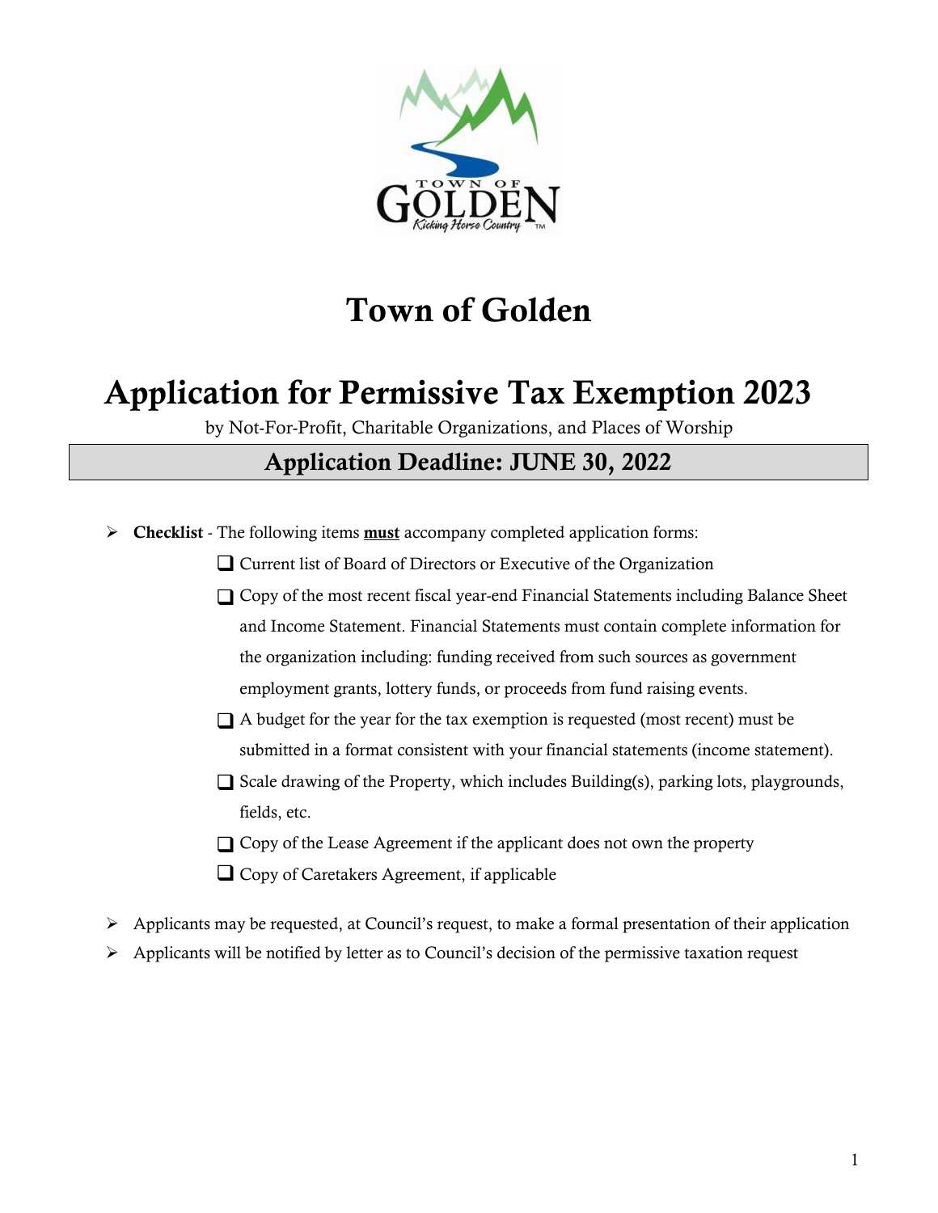# Town of Golden

# Application for Permissive Tax Exemption 2023

by Not-For-Profit, Charitable Organizations, and Places of Worship

## Application Deadline: JUNE 30, 2022

- **Checklist** - The following items **must** accompany completed application forms:
  - ❑ Current list of Board of Directors or Executive of the Organization
  - ❑ Copy of the most recent fiscal year-end Financial Statements including Balance Sheet and Income Statement. Financial Statements must contain complete information for the organization including: funding received from such sources as government employment grants, lottery funds, or proceeds from fund raising events.
  - ❑ A budget for the year for the tax exemption is requested (most recent) must be submitted in a format consistent with your financial statements (income statement).
  - ❑ Scale drawing of the Property, which includes Building(s), parking lots, playgrounds, fields, etc.
  - ❑ Copy of the Lease Agreement if the applicant does not own the property
  - ❑ Copy of Caretakers Agreement, if applicable
- Applicants may be requested, at Council's request, to make a formal presentation of their application
- Applicants will be notified by letter as to Council's decision of the permissive taxation request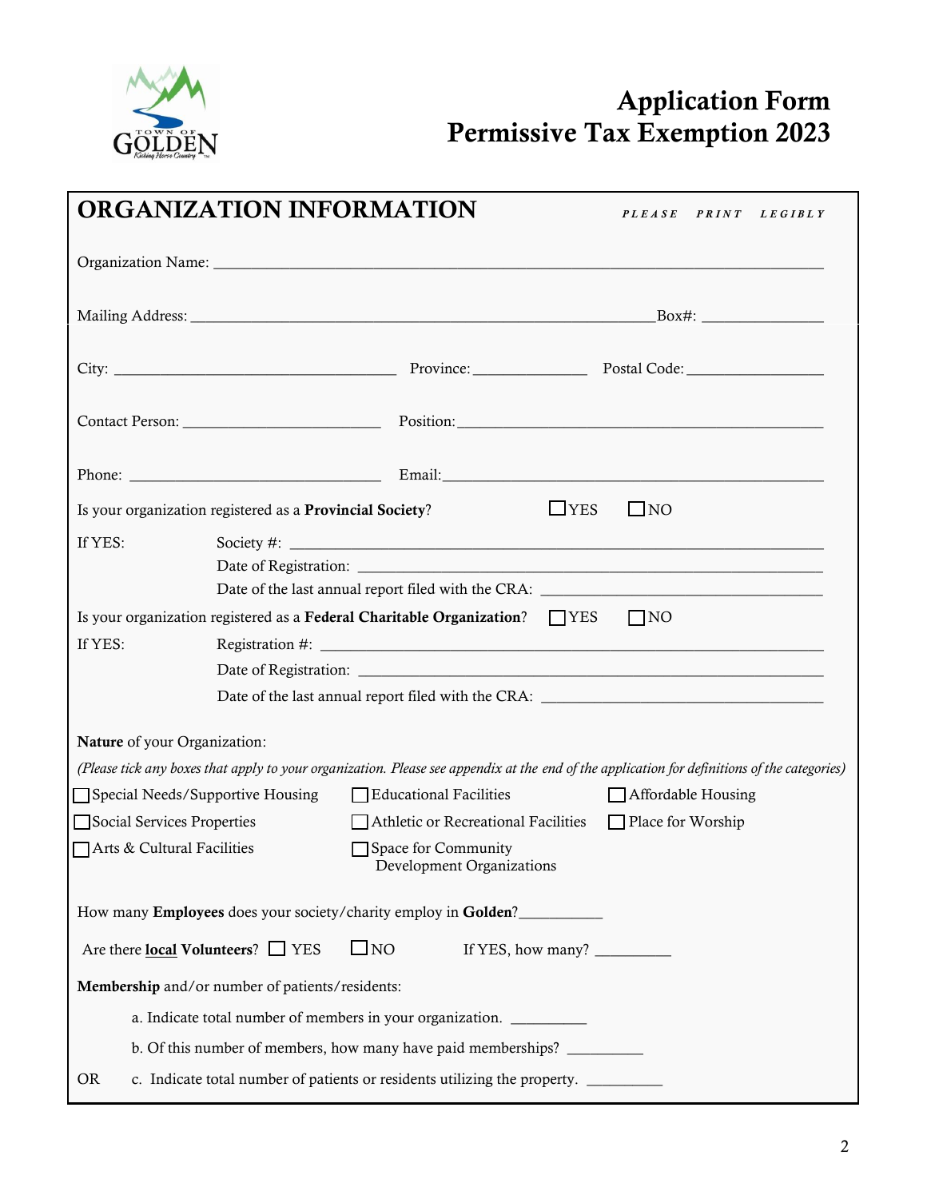# Application Form
# Permissive Tax Exemption 2023

## ORGANIZATION INFORMATION

***PLEASE PRINT LEGIBLY***

Organization Name: ___________________________________________

Mailing Address: ___________________________________ Box#: ___________

City: ______________________ Province: __________ Postal Code: ___________

Contact Person: ________________ Position: ______________________________

Phone: ____________________ Email: _____________________________________

Is your organization registered as a **Provincial Society**? ☐ YES ☐ NO

If YES:
- Society #: ___________________________________________
- Date of Registration: ___________________________________________
- Date of the last annual report filed with the CRA: ___________________

Is your organization registered as a **Federal Charitable Organization**? ☐ YES ☐ NO

If YES:
- Registration #: ___________________________________________
- Date of Registration: ___________________________________________
- Date of the last annual report filed with the CRA: ___________________

**Nature** of your Organization:

*(Please tick any boxes that apply to your organization. Please see appendix at the end of the application for definitions of the categories)*

☐ Special Needs/Supportive Housing
☐ Educational Facilities
☐ Affordable Housing
☐ Social Services Properties
☐ Athletic or Recreational Facilities
☐ Place for Worship
☐ Arts & Cultural Facilities
☐ Space for Community Development Organizations

How many **Employees** does your society/charity employ in **Golden**? __________

Are there **local Volunteers**? ☐ YES ☐ NO If YES, how many? _________

**Membership** and/or number of patients/residents:

a. Indicate total number of members in your organization. _________

b. Of this number of members, how many have paid memberships? _________

OR c. Indicate total number of patients or residents utilizing the property. _________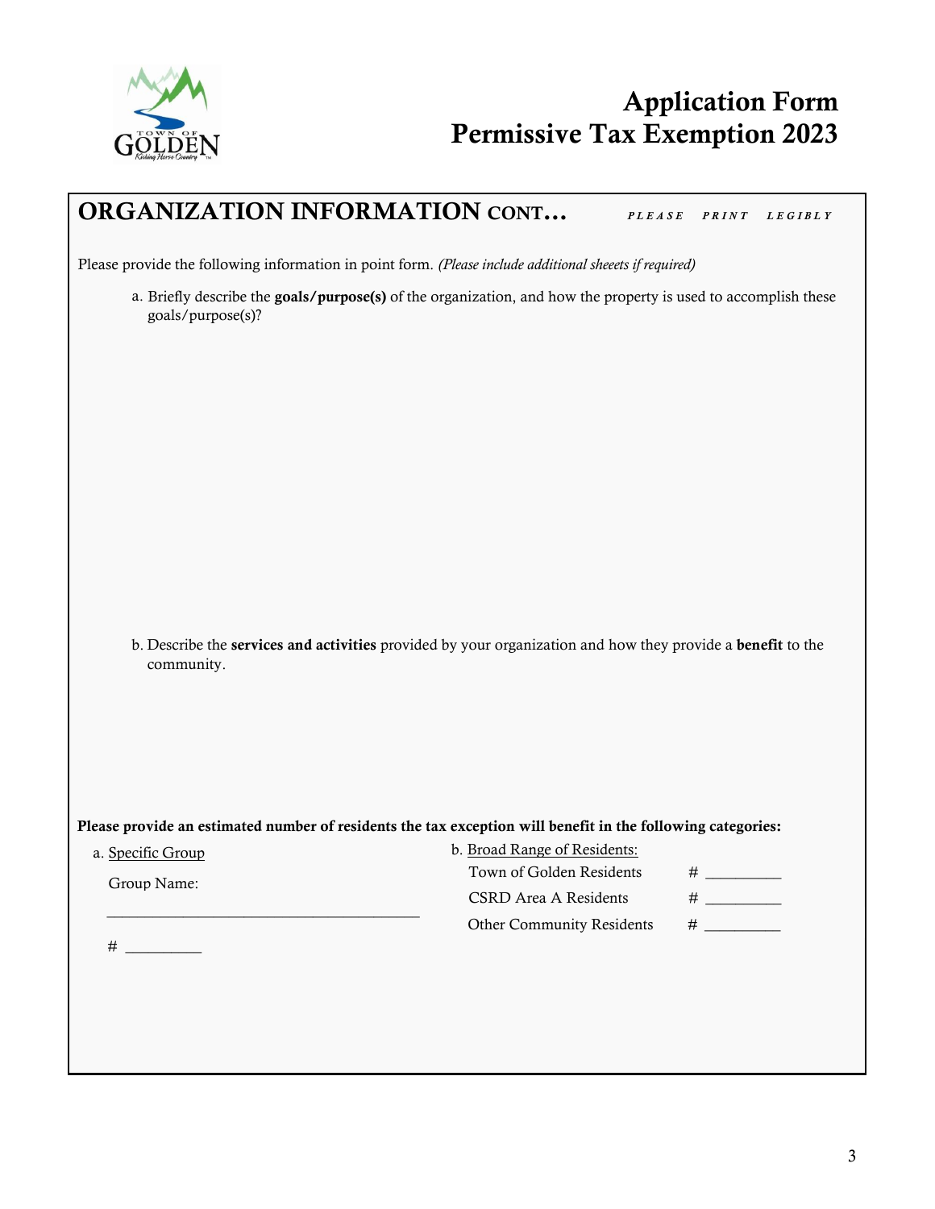# Application Form
# Permissive Tax Exemption 2023

## ORGANIZATION INFORMATION CONT…

*PLEASE PRINT LEGIBLY*

Please provide the following information in point form. *(Please include additional sheeets if required)*

a. Briefly describe the **goals/purpose(s)** of the organization, and how the property is used to accomplish these goals/purpose(s)?

b. Describe the **services and activities** provided by your organization and how they provide a **benefit** to the community.

**Please provide an estimated number of residents the tax exception will benefit in the following categories:**

a. Specific Group

Group Name:

________________________________________

# __________

b. Broad Range of Residents:

Town of Golden Residents # __________

CSRD Area A Residents # __________

Other Community Residents # __________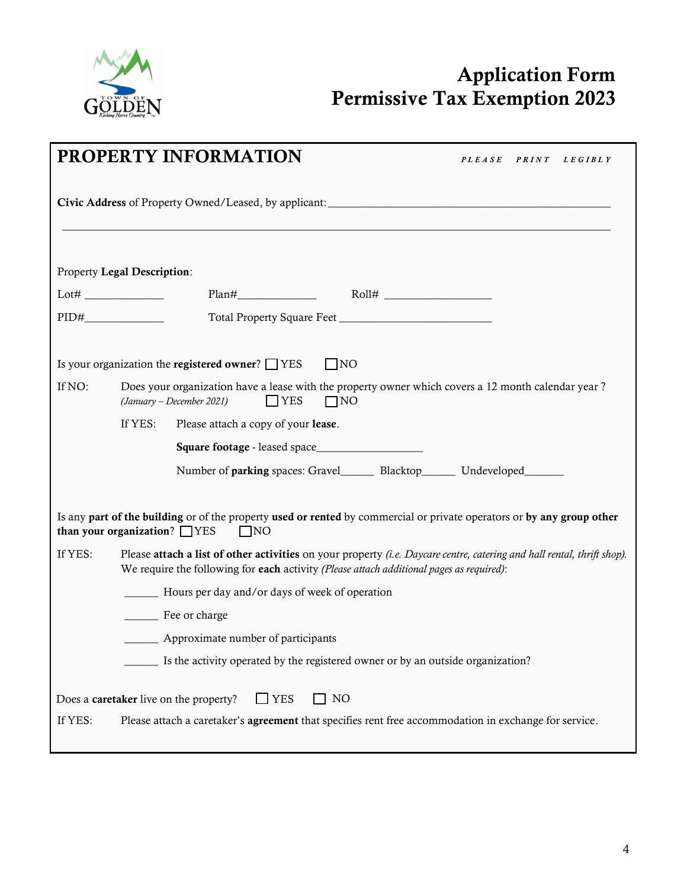# Application Form
# Permissive Tax Exemption 2023

## PROPERTY INFORMATION

*PLEASE PRINT LEGIBLY*

**Civic Address** of Property Owned/Leased, by applicant: ______________________________________________

______________________________________________________________________________________

Property **Legal Description**:

Lot# ______________ Plan#______________ Roll# __________________

PID#______________ Total Property Square Feet ___________________________

Is your organization the **registered owner**? ☐ YES ☐ NO

If NO: Does your organization have a lease with the property owner which covers a 12 month calendar year ? *(January – December 2021)* ☐ YES ☐ NO

If YES: Please attach a copy of your **lease**.

**Square footage** - leased space__________________

Number of **parking** spaces: Gravel______ Blacktop______ Undeveloped_______

Is any **part of the building** or of the property **used or rented** by commercial or private operators or **by any group other than your organization**? ☐ YES ☐ NO

If YES: Please **attach a list of other activities** on your property *(i.e. Daycare centre, catering and hall rental, thrift shop).* We require the following for **each** activity *(Please attach additional pages as required)*:

______ Hours per day and/or days of week of operation

______ Fee or charge

______ Approximate number of participants

______ Is the activity operated by the registered owner or by an outside organization?

Does a **caretaker** live on the property? ☐ YES ☐ NO

If YES: Please attach a caretaker's **agreement** that specifies rent free accommodation in exchange for service.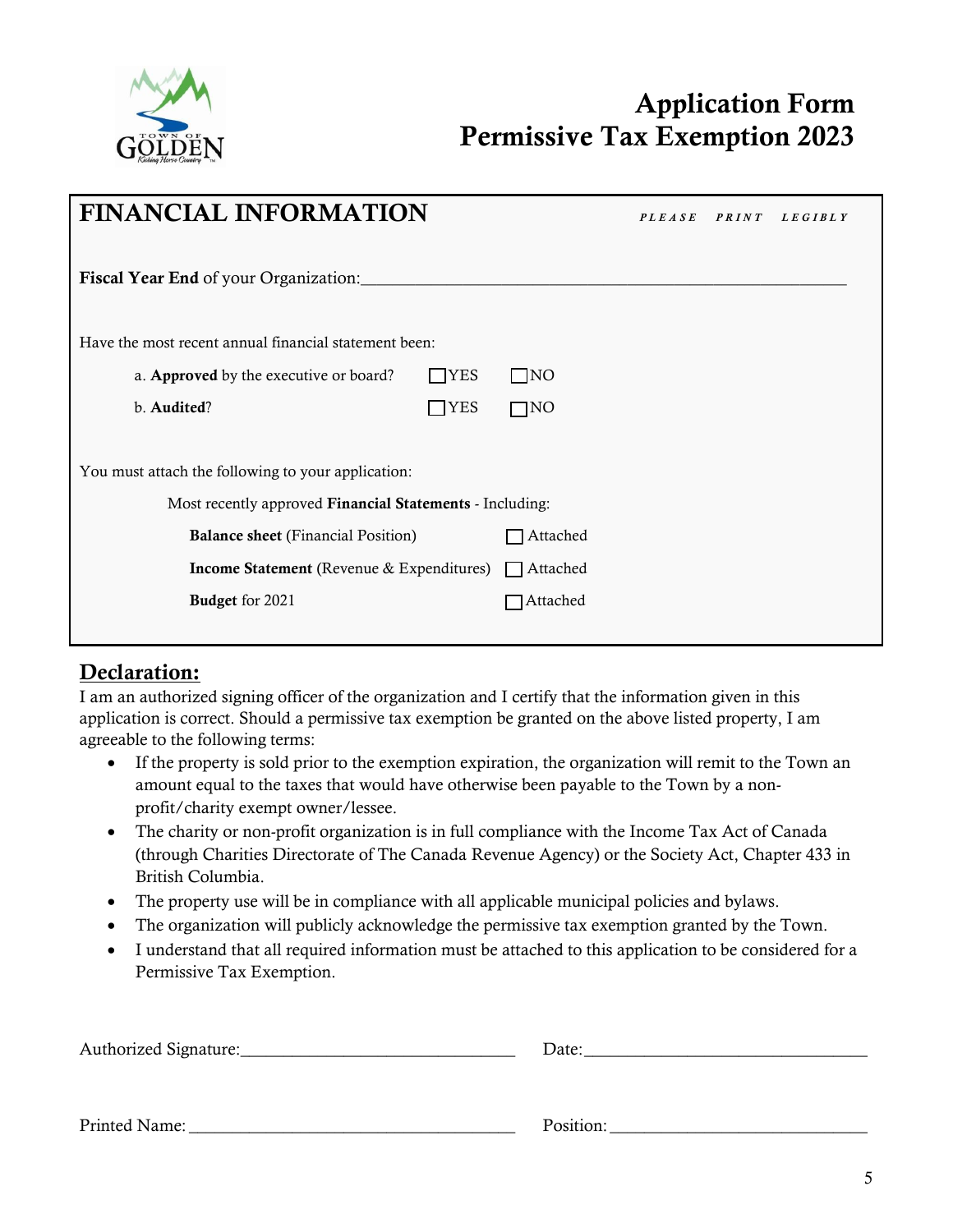# Application Form
# Permissive Tax Exemption 2023

## FINANCIAL INFORMATION

*PLEASE PRINT LEGIBLY*

**Fiscal Year End** of your Organization:\_\_\_\_\_\_\_\_\_\_\_\_\_\_\_\_\_\_\_\_\_\_\_\_\_\_\_\_\_\_\_\_\_\_\_\_\_\_\_\_\_\_\_\_

Have the most recent annual financial statement been:

a. **Approved** by the executive or board? ☐ YES ☐ NO

b. **Audited**? ☐ YES ☐ NO

You must attach the following to your application:

Most recently approved **Financial Statements** - Including:

**Balance sheet** (Financial Position) ☐ Attached

**Income Statement** (Revenue & Expenditures) ☐ Attached

**Budget** for 2021 ☐ Attached

## Declaration:

I am an authorized signing officer of the organization and I certify that the information given in this application is correct. Should a permissive tax exemption be granted on the above listed property, I am agreeable to the following terms:

- If the property is sold prior to the exemption expiration, the organization will remit to the Town an amount equal to the taxes that would have otherwise been payable to the Town by a non-profit/charity exempt owner/lessee.
- The charity or non-profit organization is in full compliance with the Income Tax Act of Canada (through Charities Directorate of The Canada Revenue Agency) or the Society Act, Chapter 433 in British Columbia.
- The property use will be in compliance with all applicable municipal policies and bylaws.
- The organization will publicly acknowledge the permissive tax exemption granted by the Town.
- I understand that all required information must be attached to this application to be considered for a Permissive Tax Exemption.

Authorized Signature:\_\_\_\_\_\_\_\_\_\_\_\_\_\_\_\_\_\_\_\_\_\_\_\_\_\_\_\_\_\_ Date:\_\_\_\_\_\_\_\_\_\_\_\_\_\_\_\_\_\_\_\_\_\_\_\_\_\_\_\_\_\_

Printed Name:\_\_\_\_\_\_\_\_\_\_\_\_\_\_\_\_\_\_\_\_\_\_\_\_\_\_\_\_\_\_\_\_\_\_ Position:\_\_\_\_\_\_\_\_\_\_\_\_\_\_\_\_\_\_\_\_\_\_\_\_\_\_\_\_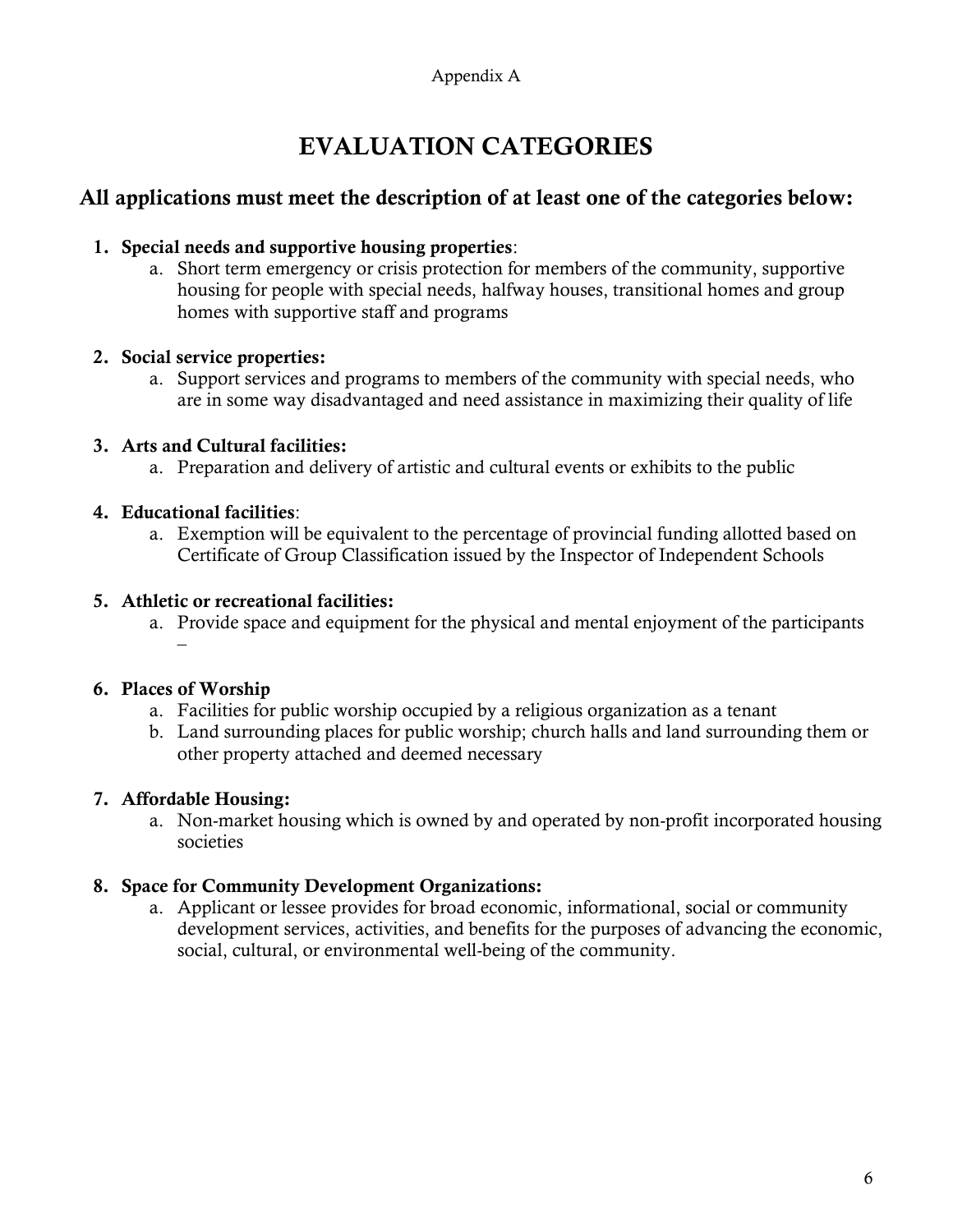Appendix A

# EVALUATION CATEGORIES

## All applications must meet the description of at least one of the categories below:

1. **Special needs and supportive housing properties**:
   a. Short term emergency or crisis protection for members of the community, supportive housing for people with special needs, halfway houses, transitional homes and group homes with supportive staff and programs

2. **Social service properties:**
   a. Support services and programs to members of the community with special needs, who are in some way disadvantaged and need assistance in maximizing their quality of life

3. **Arts and Cultural facilities:**
   a. Preparation and delivery of artistic and cultural events or exhibits to the public

4. **Educational facilities**:
   a. Exemption will be equivalent to the percentage of provincial funding allotted based on Certificate of Group Classification issued by the Inspector of Independent Schools

5. **Athletic or recreational facilities:**
   a. Provide space and equipment for the physical and mental enjoyment of the participants –

6. **Places of Worship**
   a. Facilities for public worship occupied by a religious organization as a tenant
   b. Land surrounding places for public worship; church halls and land surrounding them or other property attached and deemed necessary

7. **Affordable Housing:**
   a. Non-market housing which is owned by and operated by non-profit incorporated housing societies

8. **Space for Community Development Organizations:**
   a. Applicant or lessee provides for broad economic, informational, social or community development services, activities, and benefits for the purposes of advancing the economic, social, cultural, or environmental well-being of the community.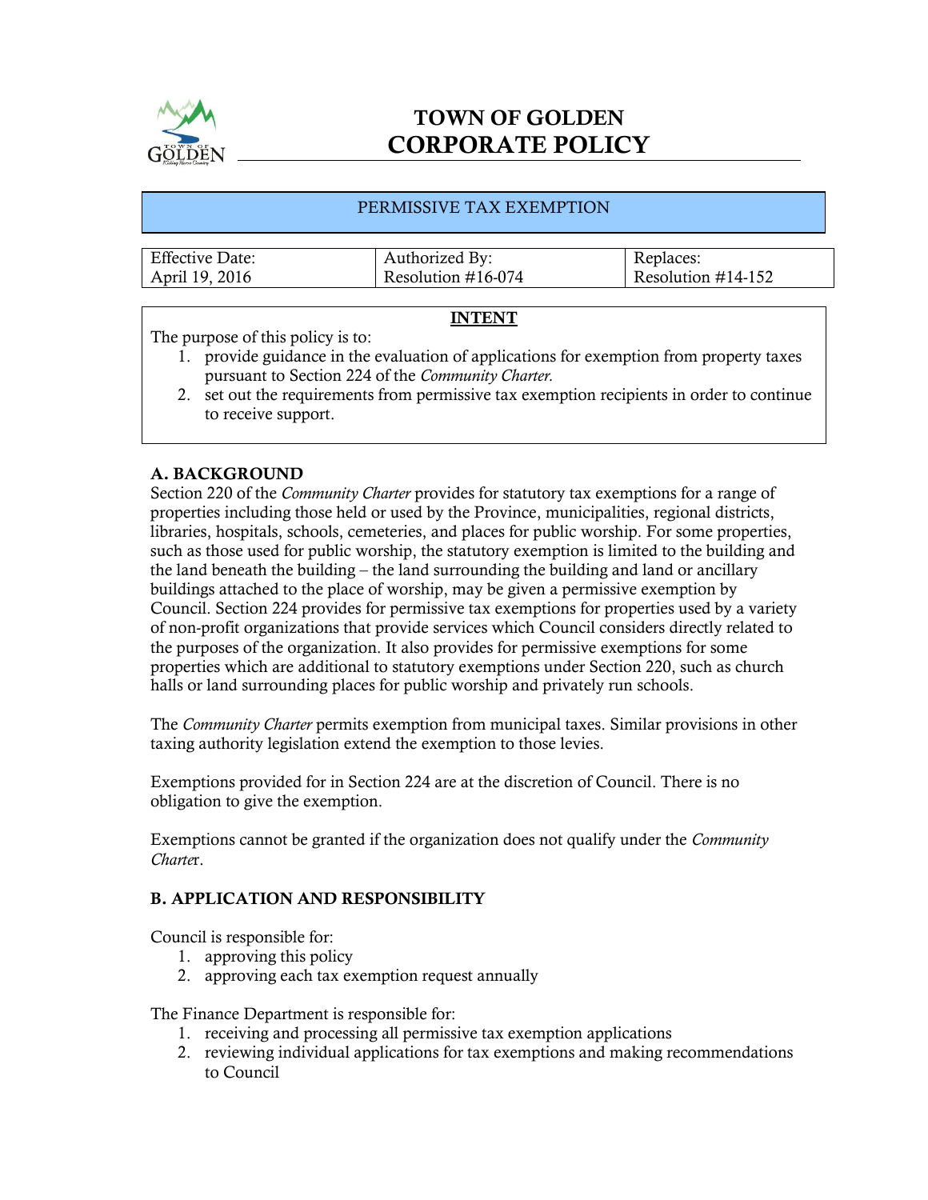# TOWN OF GOLDEN
# CORPORATE POLICY

## PERMISSIVE TAX EXEMPTION

| Effective Date: April 19, 2016 | Authorized By: Resolution #16-074 | Replaces: Resolution #14-152 |
|---|---|---|

**INTENT**

The purpose of this policy is to:

1. provide guidance in the evaluation of applications for exemption from property taxes pursuant to Section 224 of the *Community Charter.*
2. set out the requirements from permissive tax exemption recipients in order to continue to receive support.

### A. BACKGROUND

Section 220 of the *Community Charter* provides for statutory tax exemptions for a range of properties including those held or used by the Province, municipalities, regional districts, libraries, hospitals, schools, cemeteries, and places for public worship. For some properties, such as those used for public worship, the statutory exemption is limited to the building and the land beneath the building – the land surrounding the building and land or ancillary buildings attached to the place of worship, may be given a permissive exemption by Council. Section 224 provides for permissive tax exemptions for properties used by a variety of non-profit organizations that provide services which Council considers directly related to the purposes of the organization. It also provides for permissive exemptions for some properties which are additional to statutory exemptions under Section 220, such as church halls or land surrounding places for public worship and privately run schools.

The *Community Charter* permits exemption from municipal taxes. Similar provisions in other taxing authority legislation extend the exemption to those levies.

Exemptions provided for in Section 224 are at the discretion of Council. There is no obligation to give the exemption.

Exemptions cannot be granted if the organization does not qualify under the *Community Charter*.

### B. APPLICATION AND RESPONSIBILITY

Council is responsible for:

1. approving this policy
2. approving each tax exemption request annually

The Finance Department is responsible for:

1. receiving and processing all permissive tax exemption applications
2. reviewing individual applications for tax exemptions and making recommendations to Council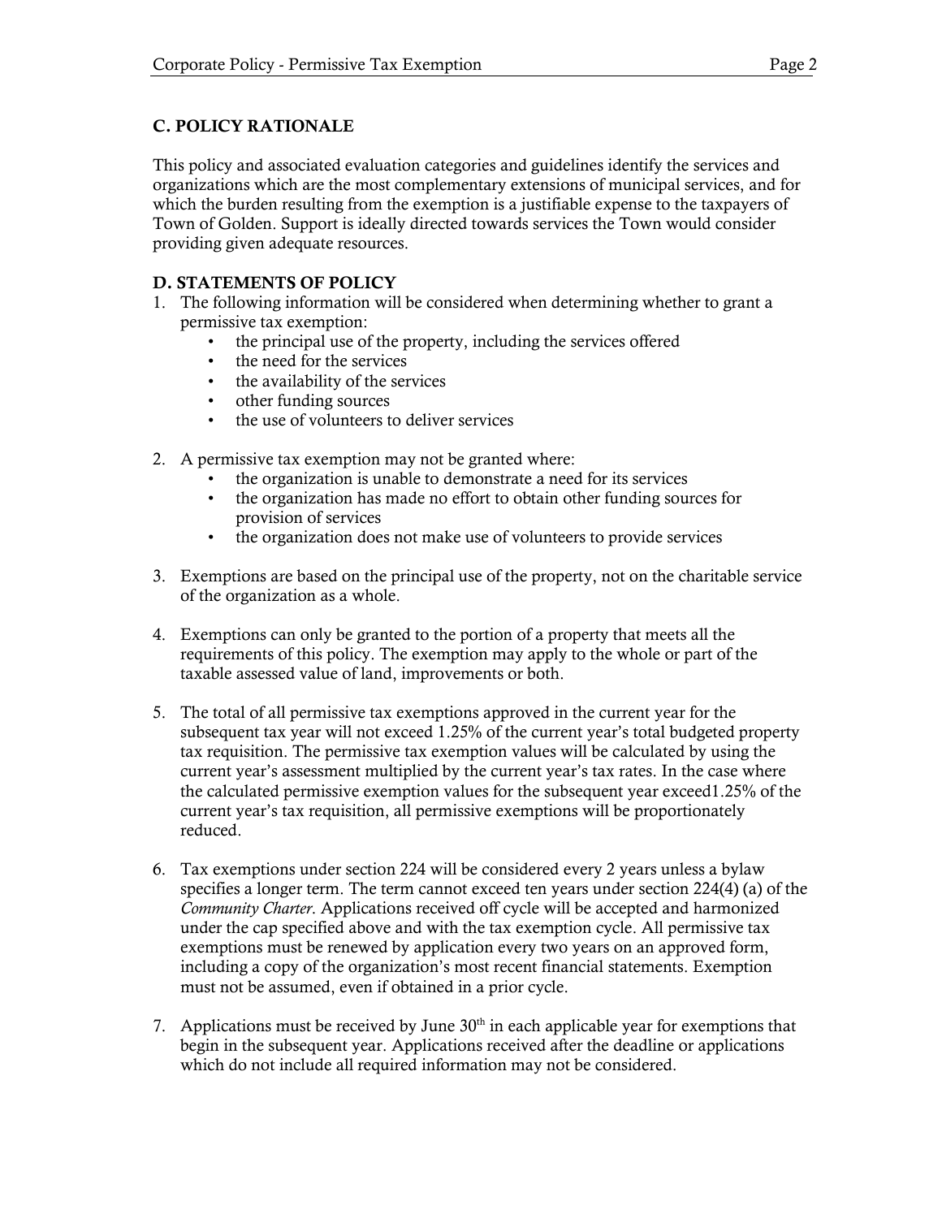## C. POLICY RATIONALE

This policy and associated evaluation categories and guidelines identify the services and organizations which are the most complementary extensions of municipal services, and for which the burden resulting from the exemption is a justifiable expense to the taxpayers of Town of Golden. Support is ideally directed towards services the Town would consider providing given adequate resources.

## D. STATEMENTS OF POLICY

1. The following information will be considered when determining whether to grant a permissive tax exemption:
   - the principal use of the property, including the services offered
   - the need for the services
   - the availability of the services
   - other funding sources
   - the use of volunteers to deliver services

2. A permissive tax exemption may not be granted where:
   - the organization is unable to demonstrate a need for its services
   - the organization has made no effort to obtain other funding sources for provision of services
   - the organization does not make use of volunteers to provide services

3. Exemptions are based on the principal use of the property, not on the charitable service of the organization as a whole.

4. Exemptions can only be granted to the portion of a property that meets all the requirements of this policy. The exemption may apply to the whole or part of the taxable assessed value of land, improvements or both.

5. The total of all permissive tax exemptions approved in the current year for the subsequent tax year will not exceed 1.25% of the current year's total budgeted property tax requisition. The permissive tax exemption values will be calculated by using the current year's assessment multiplied by the current year's tax rates. In the case where the calculated permissive exemption values for the subsequent year exceed1.25% of the current year's tax requisition, all permissive exemptions will be proportionately reduced.

6. Tax exemptions under section 224 will be considered every 2 years unless a bylaw specifies a longer term. The term cannot exceed ten years under section 224(4) (a) of the *Community Charter*. Applications received off cycle will be accepted and harmonized under the cap specified above and with the tax exemption cycle. All permissive tax exemptions must be renewed by application every two years on an approved form, including a copy of the organization's most recent financial statements. Exemption must not be assumed, even if obtained in a prior cycle.

7. Applications must be received by June 30th in each applicable year for exemptions that begin in the subsequent year. Applications received after the deadline or applications which do not include all required information may not be considered.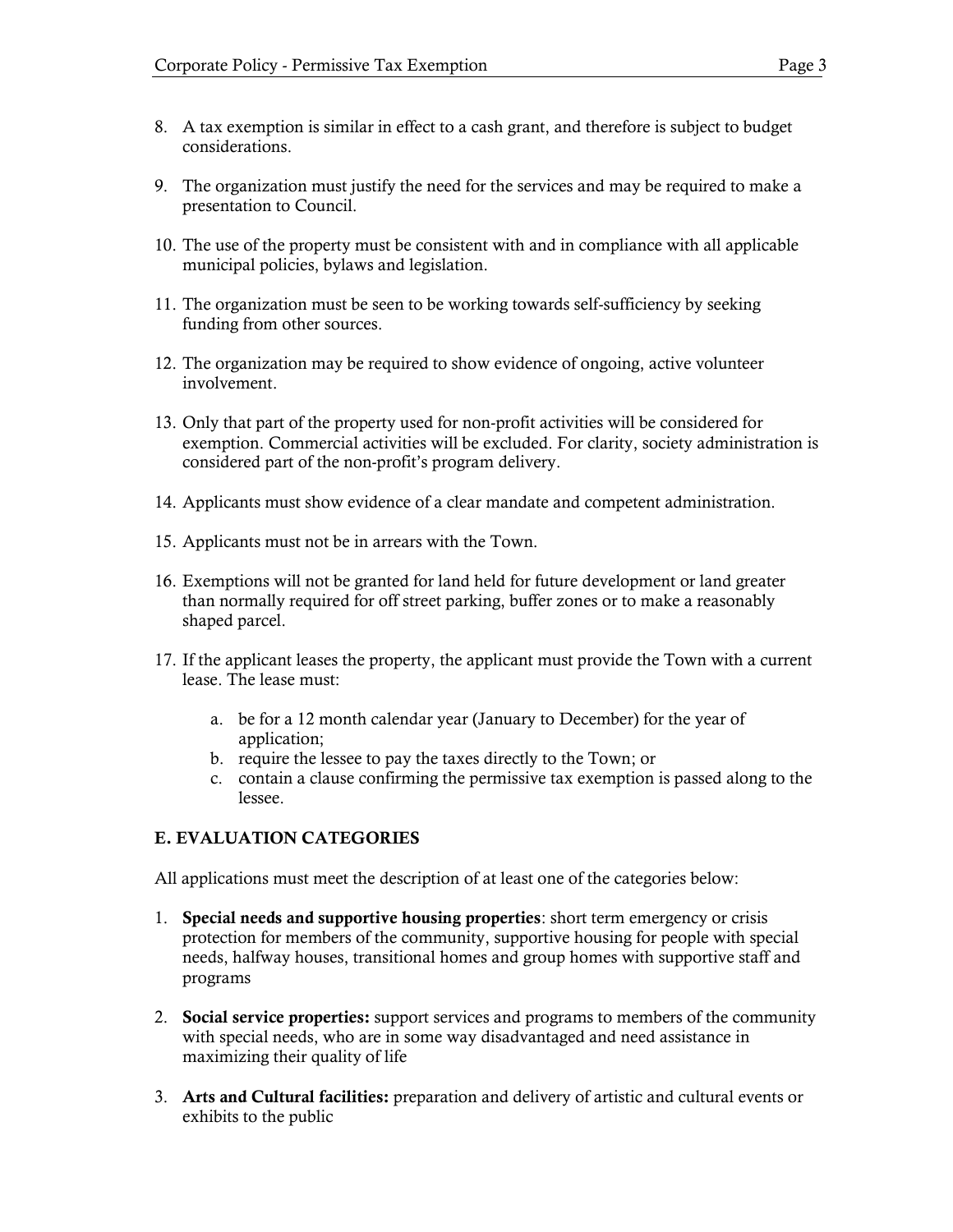8. A tax exemption is similar in effect to a cash grant, and therefore is subject to budget considerations.

9. The organization must justify the need for the services and may be required to make a presentation to Council.

10. The use of the property must be consistent with and in compliance with all applicable municipal policies, bylaws and legislation.

11. The organization must be seen to be working towards self-sufficiency by seeking funding from other sources.

12. The organization may be required to show evidence of ongoing, active volunteer involvement.

13. Only that part of the property used for non-profit activities will be considered for exemption. Commercial activities will be excluded. For clarity, society administration is considered part of the non-profit's program delivery.

14. Applicants must show evidence of a clear mandate and competent administration.

15. Applicants must not be in arrears with the Town.

16. Exemptions will not be granted for land held for future development or land greater than normally required for off street parking, buffer zones or to make a reasonably shaped parcel.

17. If the applicant leases the property, the applicant must provide the Town with a current lease. The lease must:

    a. be for a 12 month calendar year (January to December) for the year of application;
    b. require the lessee to pay the taxes directly to the Town; or
    c. contain a clause confirming the permissive tax exemption is passed along to the lessee.

## E. EVALUATION CATEGORIES

All applications must meet the description of at least one of the categories below:

1. **Special needs and supportive housing properties**: short term emergency or crisis protection for members of the community, supportive housing for people with special needs, halfway houses, transitional homes and group homes with supportive staff and programs

2. **Social service properties:** support services and programs to members of the community with special needs, who are in some way disadvantaged and need assistance in maximizing their quality of life

3. **Arts and Cultural facilities:** preparation and delivery of artistic and cultural events or exhibits to the public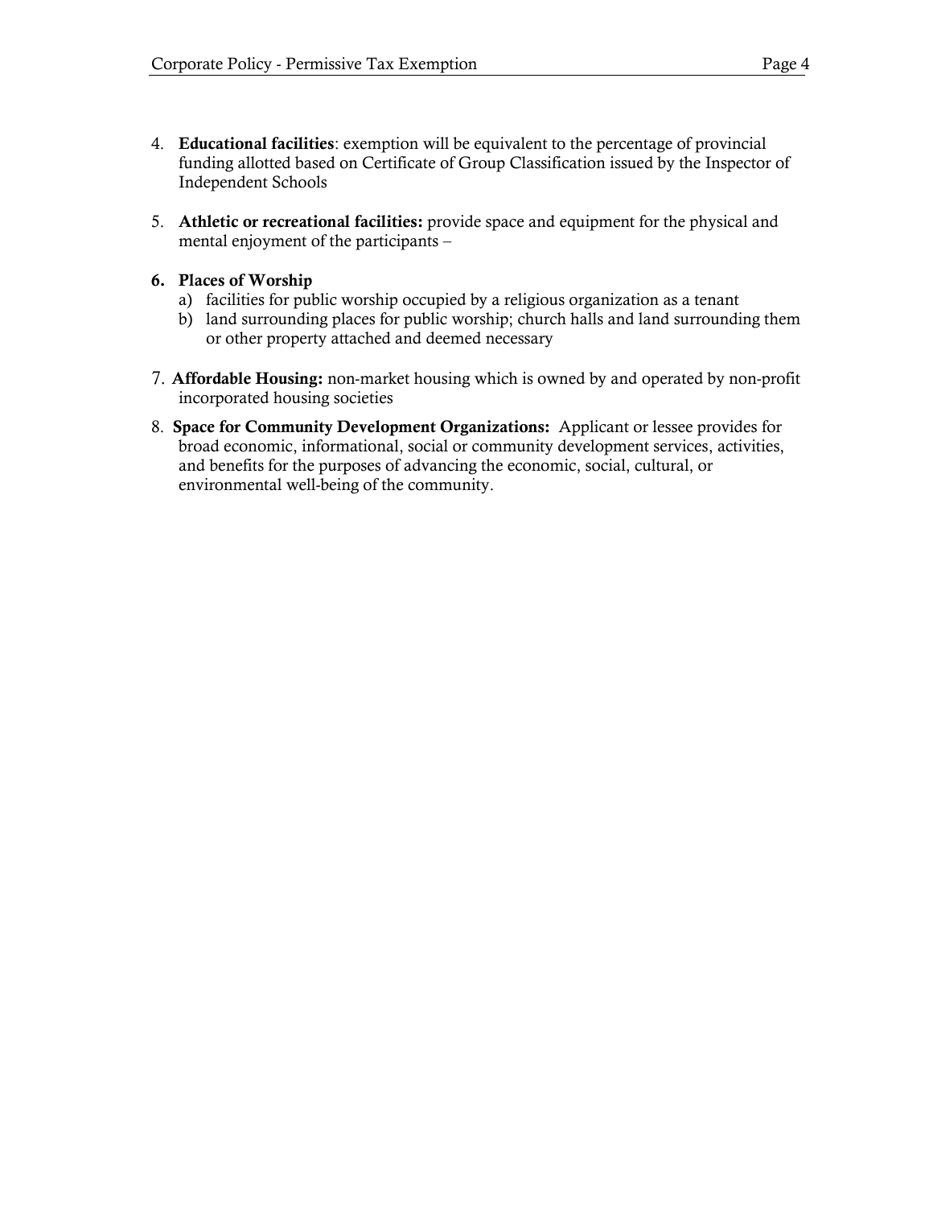4. **Educational facilities**: exemption will be equivalent to the percentage of provincial funding allotted based on Certificate of Group Classification issued by the Inspector of Independent Schools

5. **Athletic or recreational facilities:** provide space and equipment for the physical and mental enjoyment of the participants –

6. **Places of Worship**
   a) facilities for public worship occupied by a religious organization as a tenant
   b) land surrounding places for public worship; church halls and land surrounding them or other property attached and deemed necessary

7. **Affordable Housing:** non-market housing which is owned by and operated by non-profit incorporated housing societies

8. **Space for Community Development Organizations:** Applicant or lessee provides for broad economic, informational, social or community development services, activities, and benefits for the purposes of advancing the economic, social, cultural, or environmental well-being of the community.